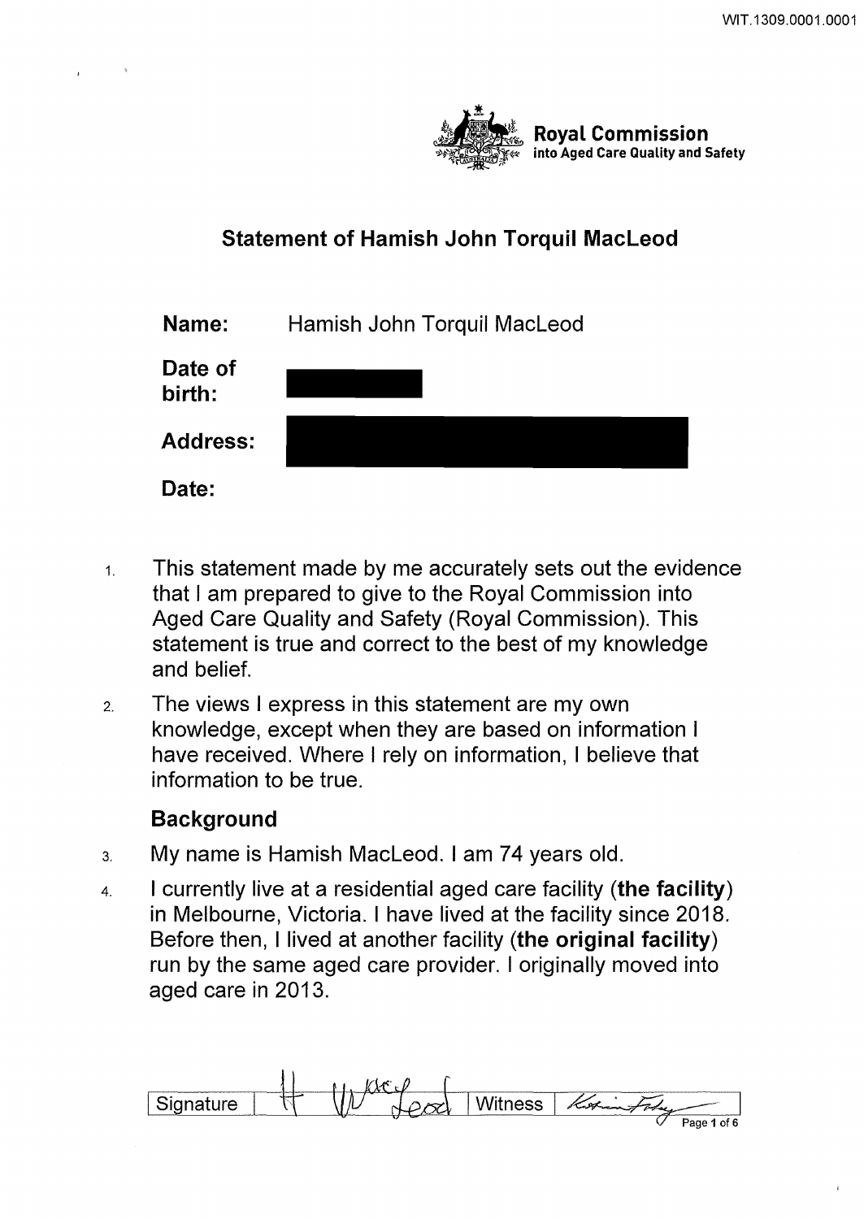**Royal Commission**
**into Aged Care Quality and Safety**

## Statement of Hamish John Torquil MacLeod

| | |
|---|---|
| **Name:** | Hamish John Torquil MacLeod |
| **Date of birth:** | |
| **Address:** | |
| **Date:** | |

1. This statement made by me accurately sets out the evidence that I am prepared to give to the Royal Commission into Aged Care Quality and Safety (Royal Commission). This statement is true and correct to the best of my knowledge and belief.

2. The views I express in this statement are my own knowledge, except when they are based on information I have received. Where I rely on information, I believe that information to be true.

### Background

3. My name is Hamish MacLeod. I am 74 years old.

4. I currently live at a residential aged care facility (**the facility**) in Melbourne, Victoria. I have lived at the facility since 2018. Before then, I lived at another facility (**the original facility**) run by the same aged care provider. I originally moved into aged care in 2013.

| Signature | | Witness | |
|---|---|---|---|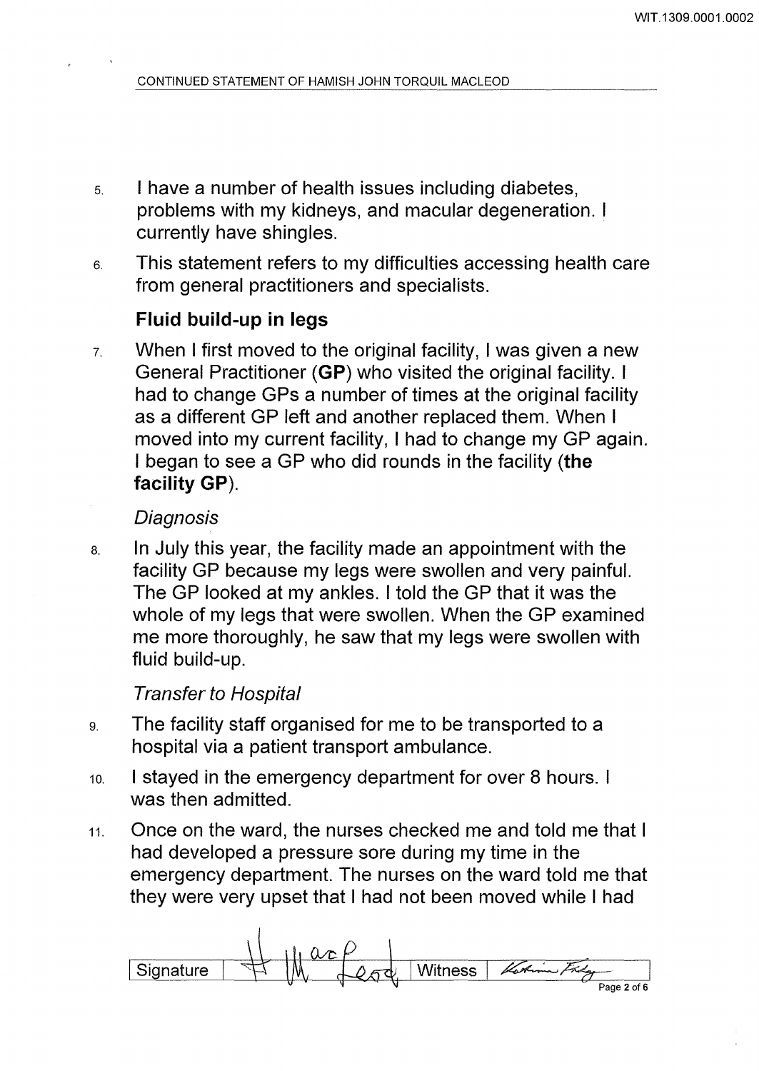5. I have a number of health issues including diabetes, problems with my kidneys, and macular degeneration. I currently have shingles.

6. This statement refers to my difficulties accessing health care from general practitioners and specialists.

**Fluid build-up in legs**

7. When I first moved to the original facility, I was given a new General Practitioner (**GP**) who visited the original facility. I had to change GPs a number of times at the original facility as a different GP left and another replaced them. When I moved into my current facility, I had to change my GP again. I began to see a GP who did rounds in the facility (**the facility GP**).

*Diagnosis*

8. In July this year, the facility made an appointment with the facility GP because my legs were swollen and very painful. The GP looked at my ankles. I told the GP that it was the whole of my legs that were swollen. When the GP examined me more thoroughly, he saw that my legs were swollen with fluid build-up.

*Transfer to Hospital*

9. The facility staff organised for me to be transported to a hospital via a patient transport ambulance.

10. I stayed in the emergency department for over 8 hours. I was then admitted.

11. Once on the ward, the nurses checked me and told me that I had developed a pressure sore during my time in the emergency department. The nurses on the ward told me that they were very upset that I had not been moved while I had

| Signature | | Witness | |
|---|---|---|---|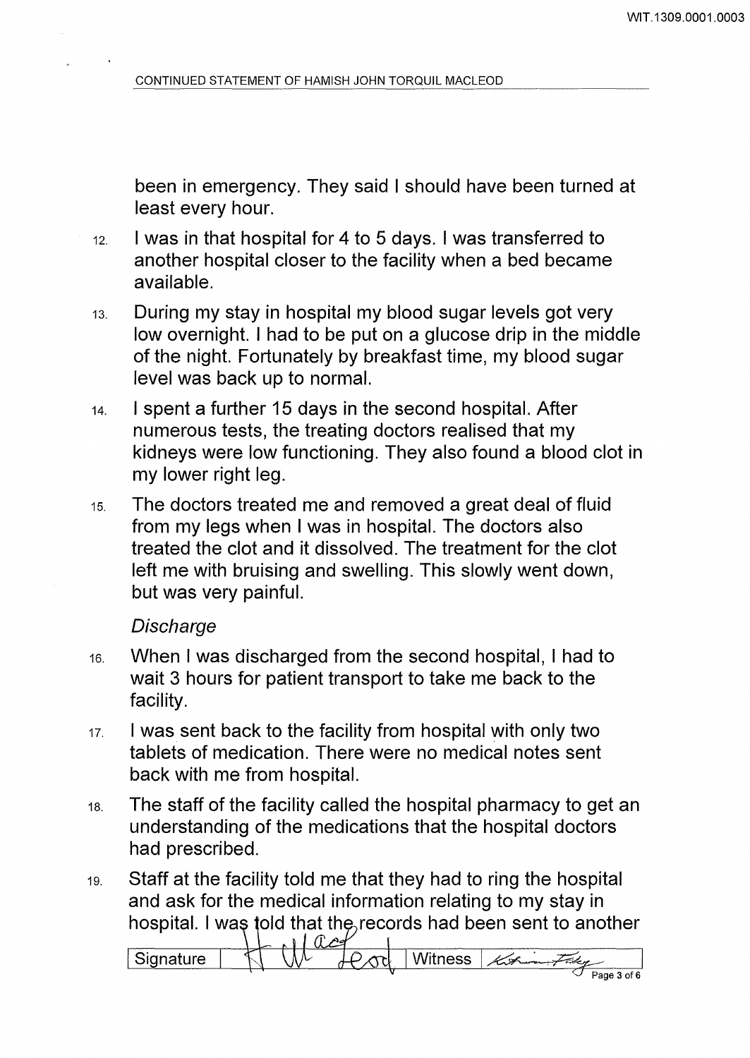been in emergency. They said I should have been turned at least every hour.

12. I was in that hospital for 4 to 5 days. I was transferred to another hospital closer to the facility when a bed became available.

13. During my stay in hospital my blood sugar levels got very low overnight. I had to be put on a glucose drip in the middle of the night. Fortunately by breakfast time, my blood sugar level was back up to normal.

14. I spent a further 15 days in the second hospital. After numerous tests, the treating doctors realised that my kidneys were low functioning. They also found a blood clot in my lower right leg.

15. The doctors treated me and removed a great deal of fluid from my legs when I was in hospital. The doctors also treated the clot and it dissolved. The treatment for the clot left me with bruising and swelling. This slowly went down, but was very painful.

*Discharge*

16. When I was discharged from the second hospital, I had to wait 3 hours for patient transport to take me back to the facility.

17. I was sent back to the facility from hospital with only two tablets of medication. There were no medical notes sent back with me from hospital.

18. The staff of the facility called the hospital pharmacy to get an understanding of the medications that the hospital doctors had prescribed.

19. Staff at the facility told me that they had to ring the hospital and ask for the medical information relating to my stay in hospital. I was told that the records had been sent to another

| Signature | H MacLeod | Witness | |
|---|---|---|---|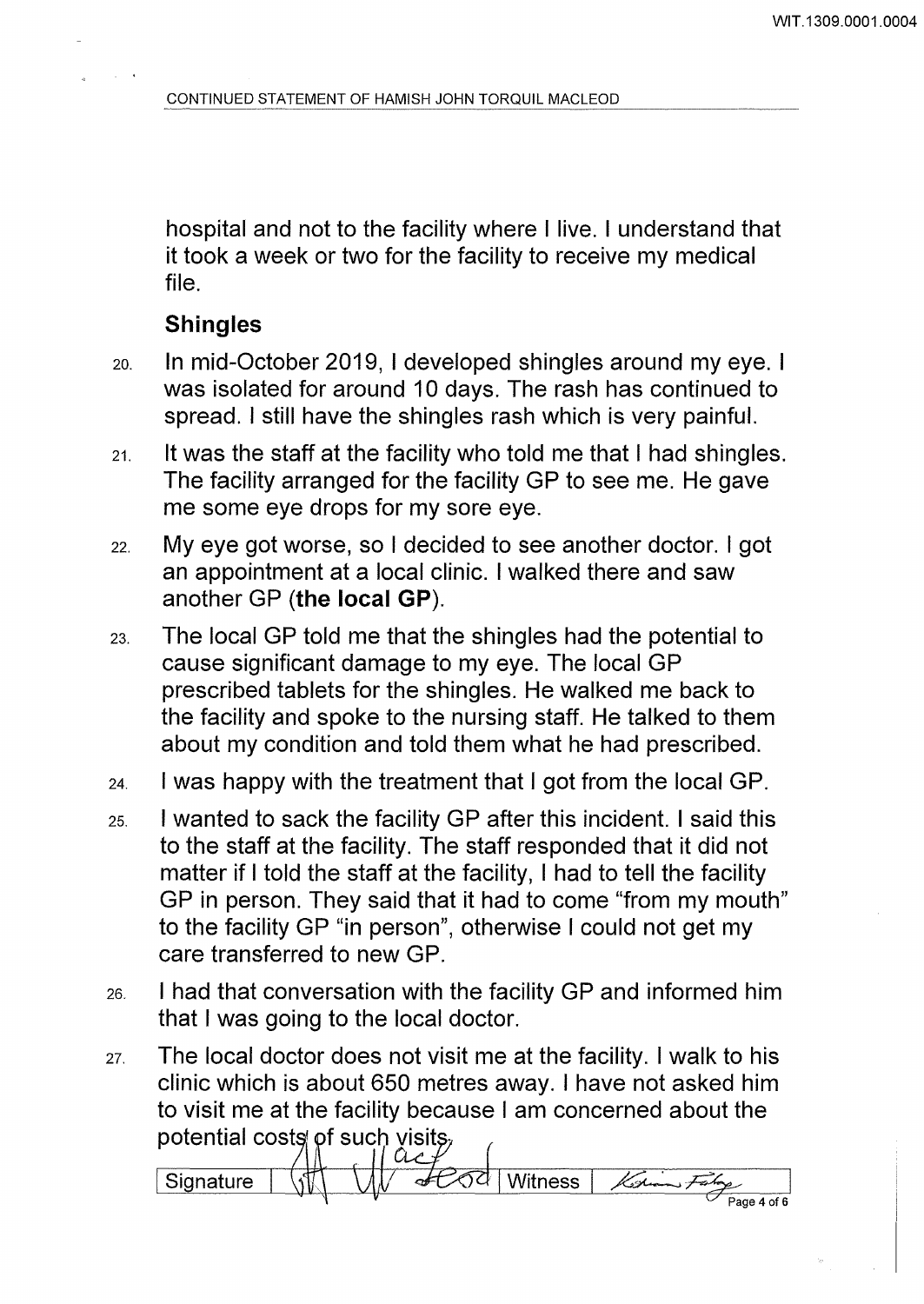hospital and not to the facility where I live. I understand that it took a week or two for the facility to receive my medical file.

### Shingles

20. In mid-October 2019, I developed shingles around my eye. I was isolated for around 10 days. The rash has continued to spread. I still have the shingles rash which is very painful.

21. It was the staff at the facility who told me that I had shingles. The facility arranged for the facility GP to see me. He gave me some eye drops for my sore eye.

22. My eye got worse, so I decided to see another doctor. I got an appointment at a local clinic. I walked there and saw another GP (**the local GP**).

23. The local GP told me that the shingles had the potential to cause significant damage to my eye. The local GP prescribed tablets for the shingles. He walked me back to the facility and spoke to the nursing staff. He talked to them about my condition and told them what he had prescribed.

24. I was happy with the treatment that I got from the local GP.

25. I wanted to sack the facility GP after this incident. I said this to the staff at the facility. The staff responded that it did not matter if I told the staff at the facility, I had to tell the facility GP in person. They said that it had to come "from my mouth" to the facility GP "in person", otherwise I could not get my care transferred to new GP.

26. I had that conversation with the facility GP and informed him that I was going to the local doctor.

27. The local doctor does not visit me at the facility. I walk to his clinic which is about 650 metres away. I have not asked him to visit me at the facility because I am concerned about the potential costs of such visits.

| Signature | | Witness | |
|---|---|---|---|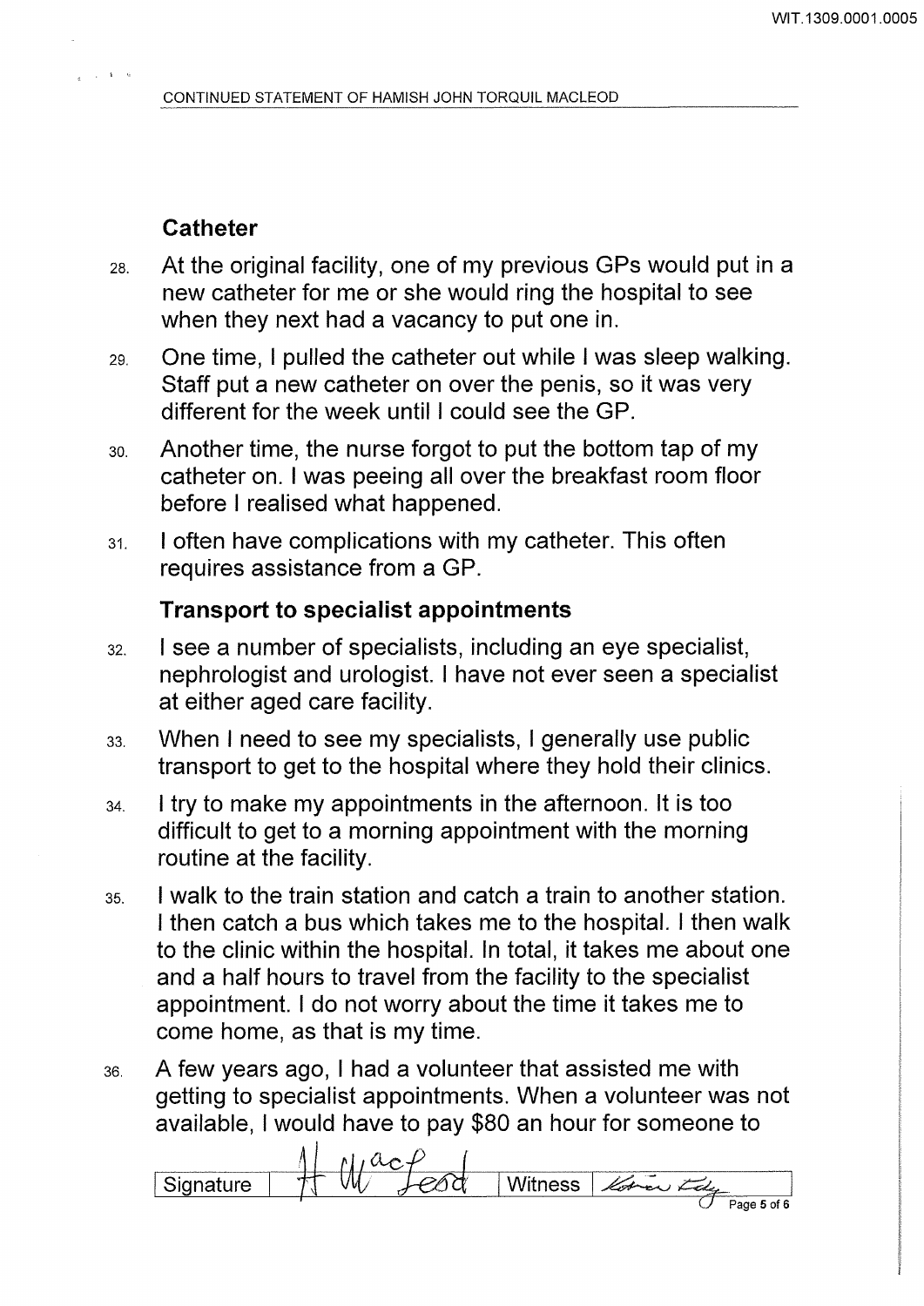## Catheter

28. At the original facility, one of my previous GPs would put in a new catheter for me or she would ring the hospital to see when they next had a vacancy to put one in.

29. One time, I pulled the catheter out while I was sleep walking. Staff put a new catheter on over the penis, so it was very different for the week until I could see the GP.

30. Another time, the nurse forgot to put the bottom tap of my catheter on. I was peeing all over the breakfast room floor before I realised what happened.

31. I often have complications with my catheter. This often requires assistance from a GP.

## Transport to specialist appointments

32. I see a number of specialists, including an eye specialist, nephrologist and urologist. I have not ever seen a specialist at either aged care facility.

33. When I need to see my specialists, I generally use public transport to get to the hospital where they hold their clinics.

34. I try to make my appointments in the afternoon. It is too difficult to get to a morning appointment with the morning routine at the facility.

35. I walk to the train station and catch a train to another station. I then catch a bus which takes me to the hospital. I then walk to the clinic within the hospital. In total, it takes me about one and a half hours to travel from the facility to the specialist appointment. I do not worry about the time it takes me to come home, as that is my time.

36. A few years ago, I had a volunteer that assisted me with getting to specialist appointments. When a volunteer was not available, I would have to pay $80 an hour for someone to

| Signature | H MacLeod | Witness | |
|---|---|---|---|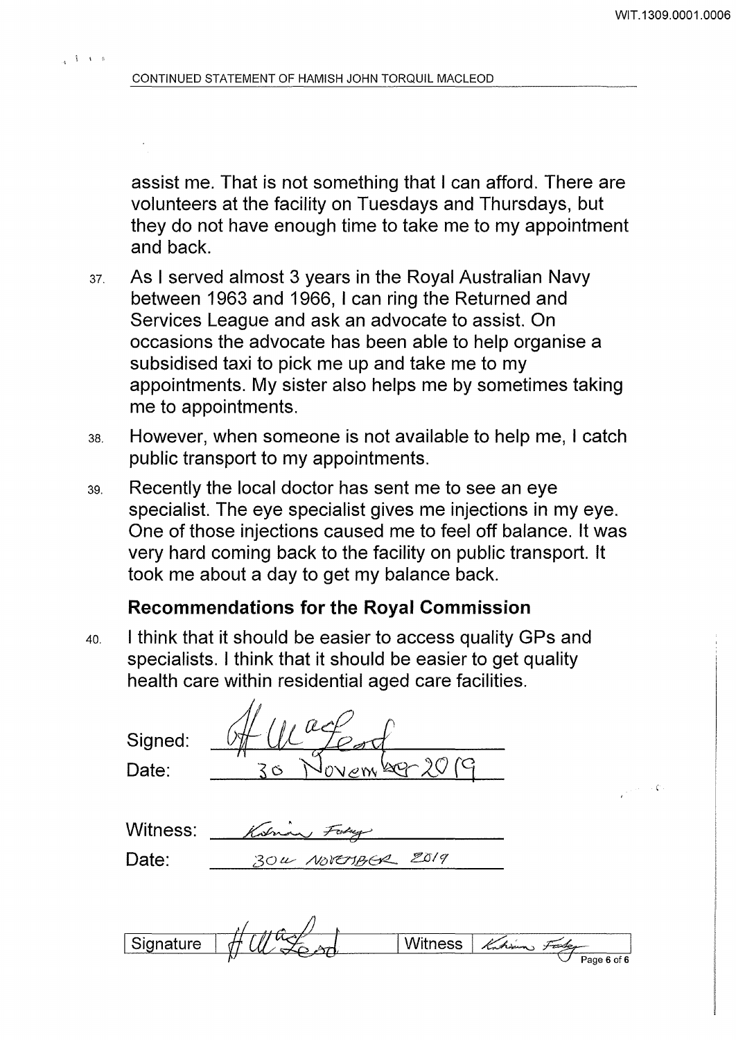assist me. That is not something that I can afford. There are volunteers at the facility on Tuesdays and Thursdays, but they do not have enough time to take me to my appointment and back.

37. As I served almost 3 years in the Royal Australian Navy between 1963 and 1966, I can ring the Returned and Services League and ask an advocate to assist. On occasions the advocate has been able to help organise a subsidised taxi to pick me up and take me to my appointments. My sister also helps me by sometimes taking me to appointments.

38. However, when someone is not available to help me, I catch public transport to my appointments.

39. Recently the local doctor has sent me to see an eye specialist. The eye specialist gives me injections in my eye. One of those injections caused me to feel off balance. It was very hard coming back to the facility on public transport. It took me about a day to get my balance back.

## Recommendations for the Royal Commission

40. I think that it should be easier to access quality GPs and specialists. I think that it should be easier to get quality health care within residential aged care facilities.

Signed: H MacLeod

Date: 30 November 2019

Witness: Kathrine Foley

Date: 30th November 2019

| Signature | H MacLeod | Witness | Kathrine Foley |
|---|---|---|---|